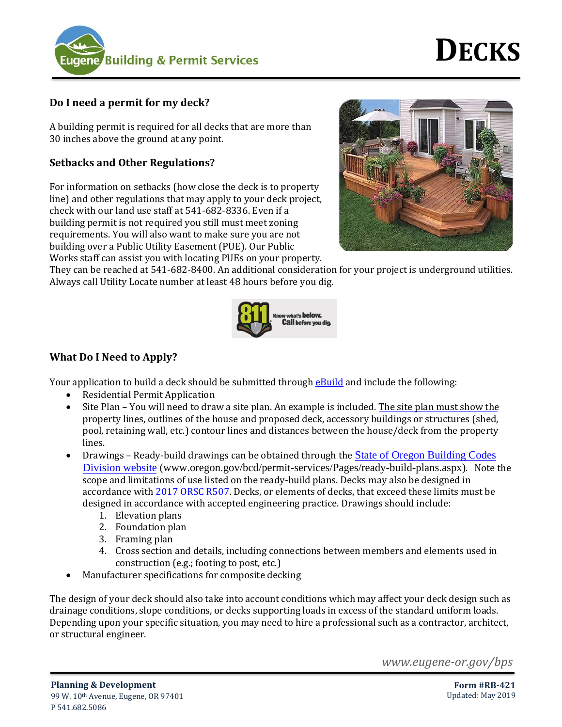# DECKS

Eugene Building & Permit Services

## Do I need a permit for my deck?

A building permit is required for all decks that are more than 30 inches above the ground at any point.

## Setbacks and Other Regulations?

For information on setbacks (how close the deck is to property line) and other regulations that may apply to your deck project, check with our land use staff at 541-682-8336. Even if a building permit is not required you still must meet zoning requirements. You will also want to make sure you are not building over a Public Utility Easement (PUE). Our Public Works staff can assist you with locating PUEs on your property. They can be reached at 541-682-8400. An additional consideration for your project is underground utilities. Always call Utility Locate number at least 48 hours before you dig.

811 Know what's below. Call before you dig.

## What Do I Need to Apply?

Your application to build a deck should be submitted through [eBuild]() and include the following:

- Residential Permit Application
- Site Plan – You will need to draw a site plan. An example is included. <u>The site plan must show the</u> property lines, outlines of the house and proposed deck, accessory buildings or structures (shed, pool, retaining wall, etc.) contour lines and distances between the house/deck from the property lines.
- Drawings – Ready-build drawings can be obtained through the [State of Oregon Building Codes Division website]() (www.oregon.gov/bcd/permit-services/Pages/ready-build-plans.aspx). Note the scope and limitations of use listed on the ready-build plans. Decks may also be designed in accordance with [2017 ORSC R507](). Decks, or elements of decks, that exceed these limits must be designed in accordance with accepted engineering practice. Drawings should include:
  1. Elevation plans
  2. Foundation plan
  3. Framing plan
  4. Cross section and details, including connections between members and elements used in construction (e.g.; footing to post, etc.)
- Manufacturer specifications for composite decking

The design of your deck should also take into account conditions which may affect your deck design such as drainage conditions, slope conditions, or decks supporting loads in excess of the standard uniform loads. Depending upon your specific situation, you may need to hire a professional such as a contractor, architect, or structural engineer.

*www.eugene-or.gov/bps*

**Planning & Development**
99 W. 10th Avenue, Eugene, OR 97401
P 541.682.5086

**Form #RB-421**
Updated: May 2019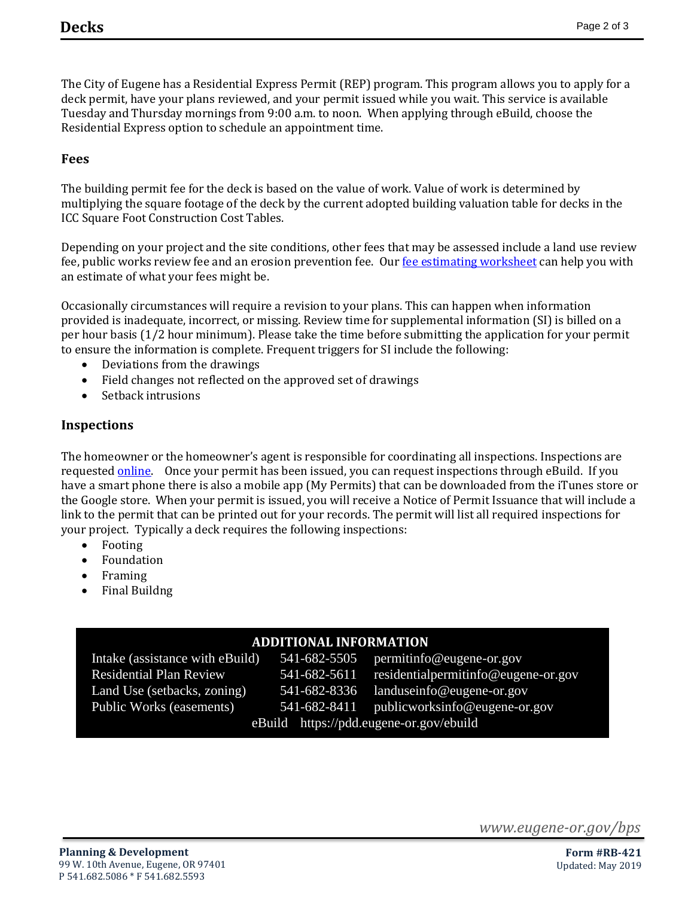The City of Eugene has a Residential Express Permit (REP) program. This program allows you to apply for a deck permit, have your plans reviewed, and your permit issued while you wait. This service is available Tuesday and Thursday mornings from 9:00 a.m. to noon. When applying through eBuild, choose the Residential Express option to schedule an appointment time.

### Fees

The building permit fee for the deck is based on the value of work. Value of work is determined by multiplying the square footage of the deck by the current adopted building valuation table for decks in the ICC Square Foot Construction Cost Tables.

Depending on your project and the site conditions, other fees that may be assessed include a land use review fee, public works review fee and an erosion prevention fee. Our fee estimating worksheet can help you with an estimate of what your fees might be.

Occasionally circumstances will require a revision to your plans. This can happen when information provided is inadequate, incorrect, or missing. Review time for supplemental information (SI) is billed on a per hour basis (1/2 hour minimum). Please take the time before submitting the application for your permit to ensure the information is complete. Frequent triggers for SI include the following:

- Deviations from the drawings
- Field changes not reflected on the approved set of drawings
- Setback intrusions

### Inspections

The homeowner or the homeowner's agent is responsible for coordinating all inspections. Inspections are requested online. Once your permit has been issued, you can request inspections through eBuild. If you have a smart phone there is also a mobile app (My Permits) that can be downloaded from the iTunes store or the Google store. When your permit is issued, you will receive a Notice of Permit Issuance that will include a link to the permit that can be printed out for your records. The permit will list all required inspections for your project. Typically a deck requires the following inspections:

- Footing
- Foundation
- Framing
- Final Buildng

| ADDITIONAL INFORMATION | | |
|---|---|---|
| Intake (assistance with eBuild) | 541-682-5505 | permitinfo@eugene-or.gov |
| Residential Plan Review | 541-682-5611 | residentialpermitinfo@eugene-or.gov |
| Land Use (setbacks, zoning) | 541-682-8336 | landuseinfo@eugene-or.gov |
| Public Works (easements) | 541-682-8411 | publicworksinfo@eugene-or.gov |
| eBuild https://pdd.eugene-or.gov/ebuild | | |

*www.eugene-or.gov/bps*

**Planning & Development**
99 W. 10th Avenue, Eugene, OR 97401
P 541.682.5086 * F 541.682.5593

**Form #RB-421**
Updated: May 2019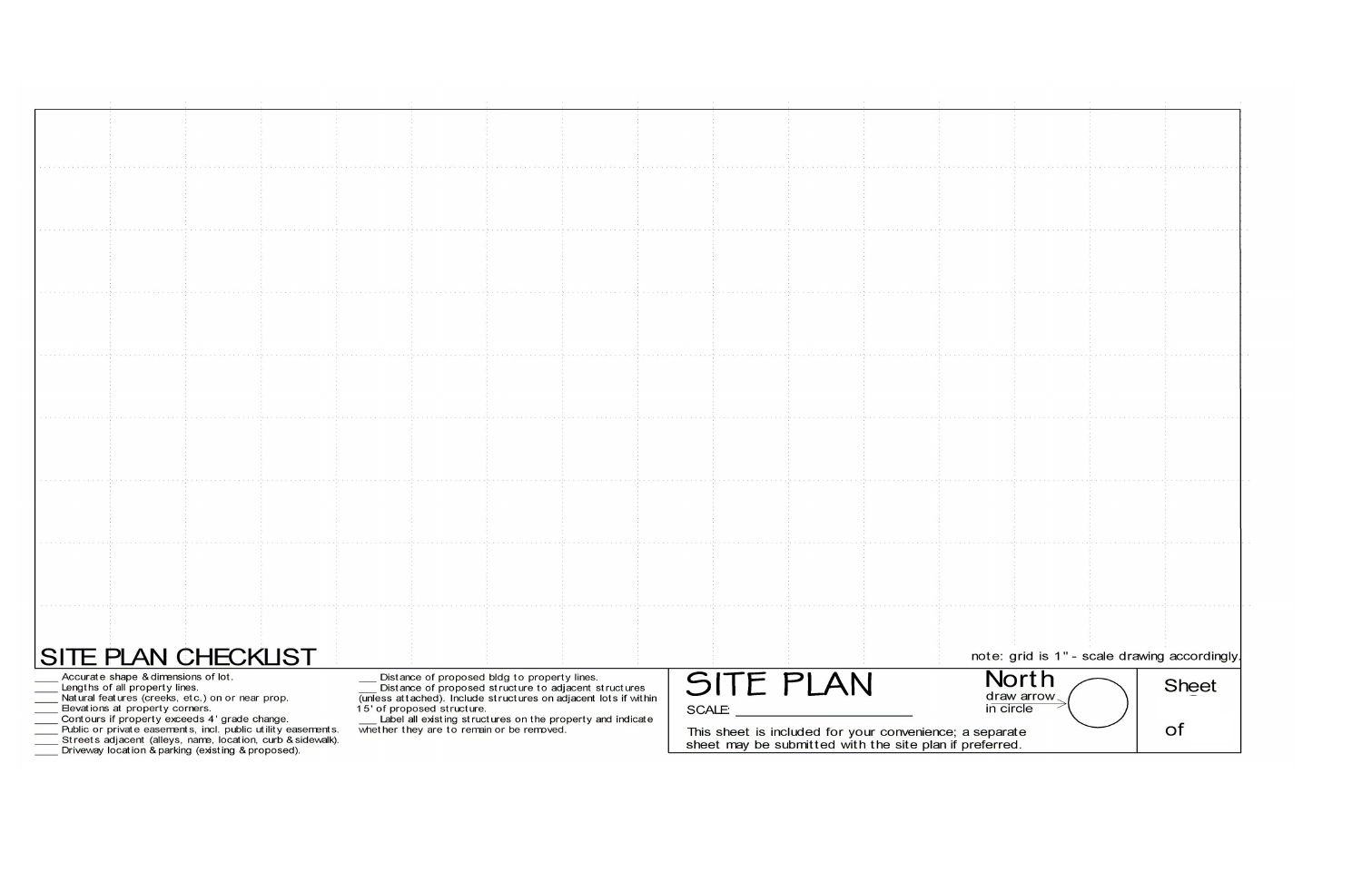note: grid is 1" - scale drawing accordingly.

## SITE PLAN CHECKLIST

- ____ Accurate shape & dimensions of lot.
- ____ Lengths of all property lines.
- ____ Natural features (creeks, etc.) on or near prop.
- ____ Elevations at property corners.
- ____ Contours if property exceeds 4' grade change.
- ____ Public or private easements, incl. public utility easements.
- ____ Streets adjacent (alleys, name, location, curb & sidewalk).
- ____ Driveway location & parking (existing & proposed).
- ___ Distance of proposed bldg to property lines.
- ___ Distance of proposed structure to adjacent structures (unless attached). Include structures on adjacent lots if within 15' of proposed structure.
- ___ Label all existing structures on the property and indicate whether they are to remain or be removed.

# SITE PLAN

SCALE: ____________________

North
draw arrow in circle

This sheet is included for your convenience; a separate sheet may be submitted with the site plan if preferred.

Sheet

of